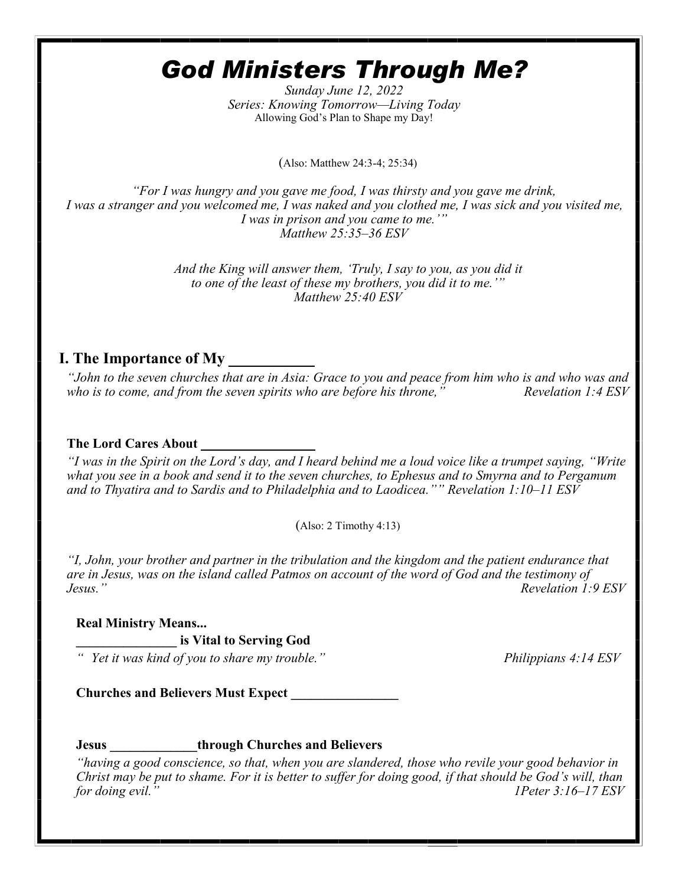# *God Ministers Through Me?*

*Sunday June 12, 2022*

*Series: Knowing Tomorrow—Living Today*

Allowing God's Plan to Shape my Day!

(Also: Matthew 24:3-4; 25:34)

*"For I was hungry and you gave me food, I was thirsty and you gave me drink, I was a stranger and you welcomed me, I was naked and you clothed me, I was sick and you visited me, I was in prison and you came to me.'" Matthew 25:35–36 ESV*

*And the King will answer them, 'Truly, I say to you, as you did it to one of the least of these my brothers, you did it to me.'" Matthew 25:40 ESV*

## I. The Importance of My ___________

*"John to the seven churches that are in Asia: Grace to you and peace from him who is and who was and who is to come, and from the seven spirits who are before his throne," Revelation 1:4 ESV*

### The Lord Cares About ________________

*"I was in the Spirit on the Lord's day, and I heard behind me a loud voice like a trumpet saying, "Write what you see in a book and send it to the seven churches, to Ephesus and to Smyrna and to Pergamum and to Thyatira and to Sardis and to Philadelphia and to Laodicea."" Revelation 1:10–11 ESV*

(Also: 2 Timothy 4:13)

*"I, John, your brother and partner in the tribulation and the kingdom and the patient endurance that are in Jesus, was on the island called Patmos on account of the word of God and the testimony of Jesus." Revelation 1:9 ESV*

**Real Ministry Means...**

**_______________ is Vital to Serving God**

*" Yet it was kind of you to share my trouble." Philippians 4:14 ESV*

**Churches and Believers Must Expect ________________**

**Jesus _____________through Churches and Believers**

*"having a good conscience, so that, when you are slandered, those who revile your good behavior in Christ may be put to shame. For it is better to suffer for doing good, if that should be God's will, than for doing evil." 1Peter 3:16–17 ESV*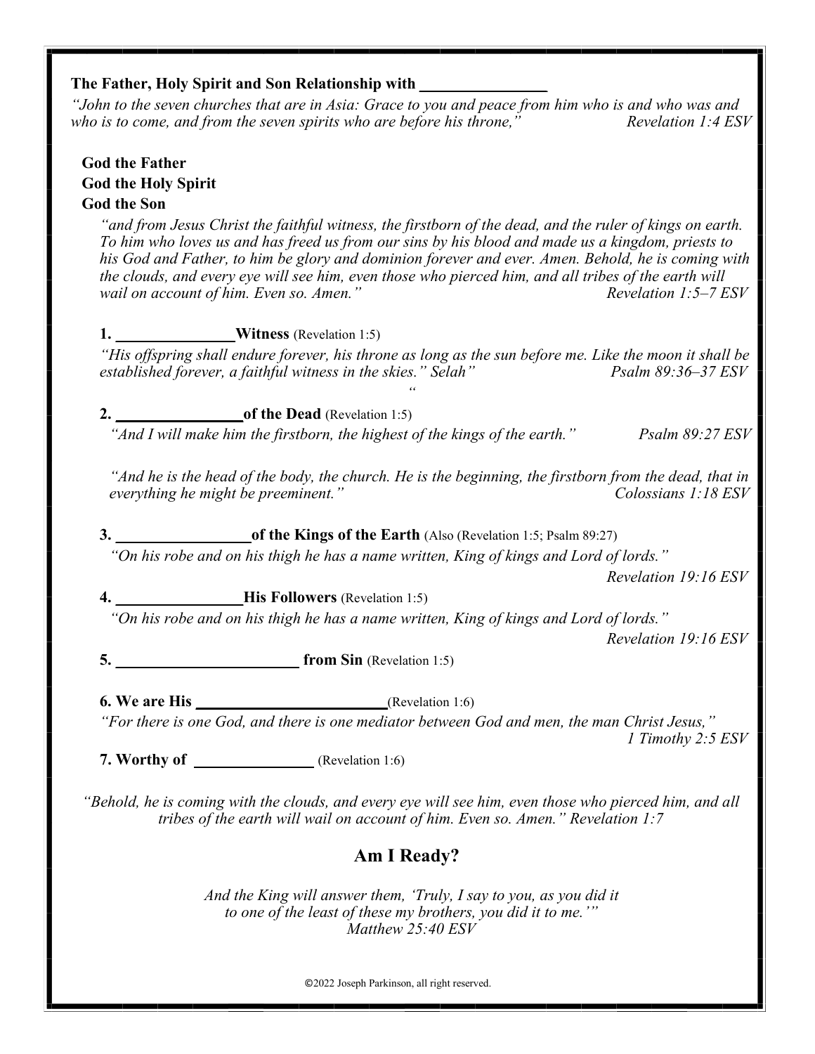**The Father, Holy Spirit and Son Relationship with ________________**

*"John to the seven churches that are in Asia: Grace to you and peace from him who is and who was and who is to come, and from the seven spirits who are before his throne,"* *Revelation 1:4 ESV*

**God the Father**
**God the Holy Spirit**
**God the Son**

*"and from Jesus Christ the faithful witness, the firstborn of the dead, and the ruler of kings on earth. To him who loves us and has freed us from our sins by his blood and made us a kingdom, priests to his God and Father, to him be glory and dominion forever and ever. Amen. Behold, he is coming with the clouds, and every eye will see him, even those who pierced him, and all tribes of the earth will wail on account of him. Even so. Amen."* *Revelation 1:5–7 ESV*

**1. _______________Witness** (Revelation 1:5)

*"His offspring shall endure forever, his throne as long as the sun before me. Like the moon it shall be established forever, a faithful witness in the skies." Selah"* *Psalm 89:36–37 ESV*

"

**2. ________________of the Dead** (Revelation 1:5)

*"And I will make him the firstborn, the highest of the kings of the earth."* *Psalm 89:27 ESV*

*"And he is the head of the body, the church. He is the beginning, the firstborn from the dead, that in everything he might be preeminent."* *Colossians 1:18 ESV*

**3. _________________of the Kings of the Earth** (Also (Revelation 1:5; Psalm 89:27)

*"On his robe and on his thigh he has a name written, King of kings and Lord of lords."*
*Revelation 19:16 ESV*

**4. ________________His Followers** (Revelation 1:5)

*"On his robe and on his thigh he has a name written, King of kings and Lord of lords."*
*Revelation 19:16 ESV*

**5. _______________________ from Sin** (Revelation 1:5)

**6. We are His ________________________**(Revelation 1:6)

*"For there is one God, and there is one mediator between God and men, the man Christ Jesus,"*
*1 Timothy 2:5 ESV*

**7. Worthy of _______________** (Revelation 1:6)

*"Behold, he is coming with the clouds, and every eye will see him, even those who pierced him, and all tribes of the earth will wail on account of him. Even so. Amen." Revelation 1:7*

## Am I Ready?

*And the King will answer them, 'Truly, I say to you, as you did it to one of the least of these my brothers, you did it to me.'"*
*Matthew 25:40 ESV*

©2022 Joseph Parkinson, all right reserved.